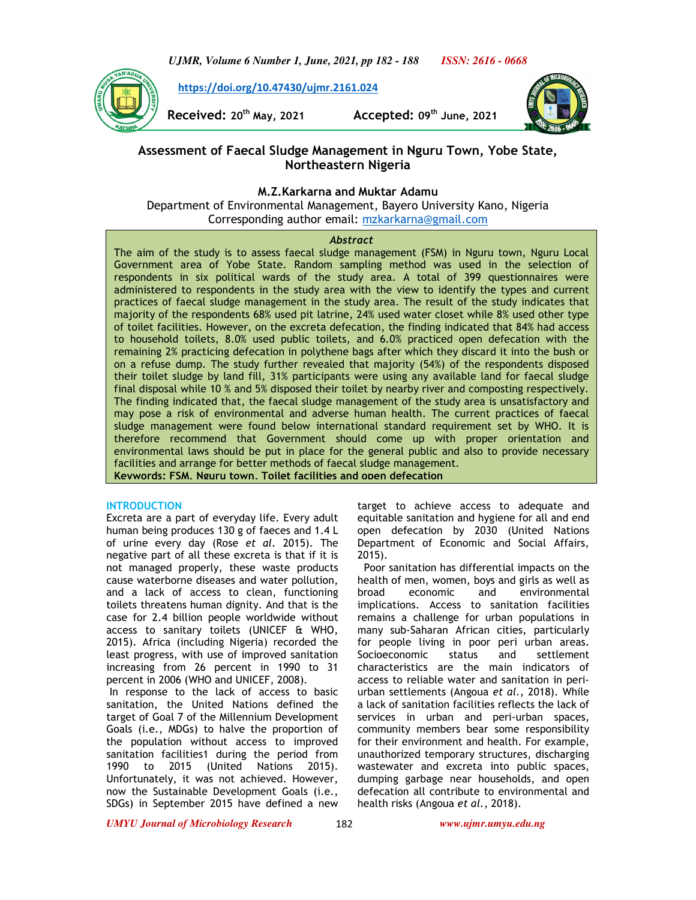https://doi.org/10.47430/ujmr.2161.024

**Received:** 20th May, 2021 **Accepted:** 09th June, 2021

# Assessment of Faecal Sludge Management in Nguru Town, Yobe State, Northeastern Nigeria

**M.Z.Karkarna and Muktar Adamu**

Department of Environmental Management, Bayero University Kano, Nigeria

Corresponding author email: mzkarkarna@gmail.com

### *Abstract*

The aim of the study is to assess faecal sludge management (FSM) in Nguru town, Nguru Local Government area of Yobe State. Random sampling method was used in the selection of respondents in six political wards of the study area. A total of 399 questionnaires were administered to respondents in the study area with the view to identify the types and current practices of faecal sludge management in the study area. The result of the study indicates that majority of the respondents 68% used pit latrine, 24% used water closet while 8% used other type of toilet facilities. However, on the excreta defecation, the finding indicated that 84% had access to household toilets, 8.0% used public toilets, and 6.0% practiced open defecation with the remaining 2% practicing defecation in polythene bags after which they discard it into the bush or on a refuse dump. The study further revealed that majority (54%) of the respondents disposed their toilet sludge by land fill, 31% participants were using any available land for faecal sludge final disposal while 10 % and 5% disposed their toilet by nearby river and composting respectively. The finding indicated that, the faecal sludge management of the study area is unsatisfactory and may pose a risk of environmental and adverse human health. The current practices of faecal sludge management were found below international standard requirement set by WHO. It is therefore recommend that Government should come up with proper orientation and environmental laws should be put in place for the general public and also to provide necessary facilities and arrange for better methods of faecal sludge management.

**Keywords: FSM, Nguru town, Toilet facilities and open defecation**

## INTRODUCTION

Excreta are a part of everyday life. Every adult human being produces 130 g of faeces and 1.4 L of urine every day (Rose *et al*. 2015). The negative part of all these excreta is that if it is not managed properly, these waste products cause waterborne diseases and water pollution, and a lack of access to clean, functioning toilets threatens human dignity. And that is the case for 2.4 billion people worldwide without access to sanitary toilets (UNICEF & WHO, 2015). Africa (including Nigeria) recorded the least progress, with use of improved sanitation increasing from 26 percent in 1990 to 31 percent in 2006 (WHO and UNICEF, 2008).

In response to the lack of access to basic sanitation, the United Nations defined the target of Goal 7 of the Millennium Development Goals (i.e., MDGs) to halve the proportion of the population without access to improved sanitation facilities1 during the period from 1990 to 2015 (United Nations 2015). Unfortunately, it was not achieved. However, now the Sustainable Development Goals (i.e., SDGs) in September 2015 have defined a new target to achieve access to adequate and equitable sanitation and hygiene for all and end open defecation by 2030 (United Nations Department of Economic and Social Affairs, 2015).

Poor sanitation has differential impacts on the health of men, women, boys and girls as well as broad economic and environmental implications. Access to sanitation facilities remains a challenge for urban populations in many sub-Saharan African cities, particularly for people living in poor peri urban areas. Socioeconomic status and settlement characteristics are the main indicators of access to reliable water and sanitation in peri-urban settlements (Angoua *et al.,* 2018). While a lack of sanitation facilities reflects the lack of services in urban and peri-urban spaces, community members bear some responsibility for their environment and health. For example, unauthorized temporary structures, discharging wastewater and excreta into public spaces, dumping garbage near households, and open defecation all contribute to environmental and health risks (Angoua *et al.*, 2018).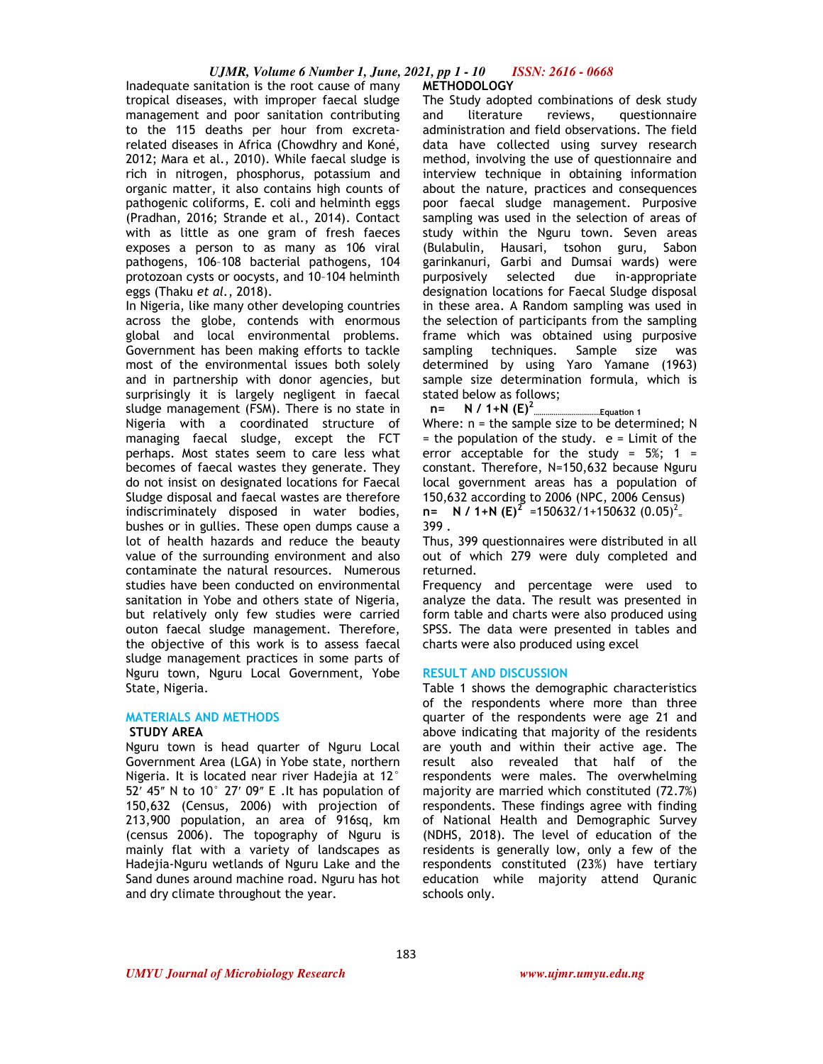Inadequate sanitation is the root cause of many tropical diseases, with improper faecal sludge management and poor sanitation contributing to the 115 deaths per hour from excreta-related diseases in Africa (Chowdhry and Koné, 2012; Mara et al., 2010). While faecal sludge is rich in nitrogen, phosphorus, potassium and organic matter, it also contains high counts of pathogenic coliforms, E. coli and helminth eggs (Pradhan, 2016; Strande et al., 2014). Contact with as little as one gram of fresh faeces exposes a person to as many as 106 viral pathogens, 106–108 bacterial pathogens, 104 protozoan cysts or oocysts, and 10–104 helminth eggs (Thaku *et al.*, 2018).

In Nigeria, like many other developing countries across the globe, contends with enormous global and local environmental problems. Government has been making efforts to tackle most of the environmental issues both solely and in partnership with donor agencies, but surprisingly it is largely negligent in faecal sludge management (FSM). There is no state in Nigeria with a coordinated structure of managing faecal sludge, except the FCT perhaps. Most states seem to care less what becomes of faecal wastes they generate. They do not insist on designated locations for Faecal Sludge disposal and faecal wastes are therefore indiscriminately disposed in water bodies, bushes or in gullies. These open dumps cause a lot of health hazards and reduce the beauty value of the surrounding environment and also contaminate the natural resources. Numerous studies have been conducted on environmental sanitation in Yobe and others state of Nigeria, but relatively only few studies were carried outon faecal sludge management. Therefore, the objective of this work is to assess faecal sludge management practices in some parts of Nguru town, Nguru Local Government, Yobe State, Nigeria.

## MATERIALS AND METHODS

### STUDY AREA

Nguru town is head quarter of Nguru Local Government Area (LGA) in Yobe state, northern Nigeria. It is located near river Hadejia at 12° 52′ 45″ N to 10° 27′ 09″ E .It has population of 150,632 (Census, 2006) with projection of 213,900 population, an area of 916sq, km (census 2006). The topography of Nguru is mainly flat with a variety of landscapes as Hadejia-Nguru wetlands of Nguru Lake and the Sand dunes around machine road. Nguru has hot and dry climate throughout the year.

### METHODOLOGY

The Study adopted combinations of desk study and literature reviews, questionnaire administration and field observations. The field data have collected using survey research method, involving the use of questionnaire and interview technique in obtaining information about the nature, practices and consequences poor faecal sludge management. Purposive sampling was used in the selection of areas of study within the Nguru town. Seven areas (Bulabulin, Hausari, tsohon guru, Sabon garinkanuri, Garbi and Dumsai wards) were purposively selected due in-appropriate designation locations for Faecal Sludge disposal in these area. A Random sampling was used in the selection of participants from the sampling frame which was obtained using purposive sampling techniques. Sample size was determined by using Yaro Yamane (1963) sample size determination formula, which is stated below as follows;

$$n = N / 1 + N(E)^2 \quad \text{.................................Equation 1}$$

Where: n = the sample size to be determined; N = the population of the study. e = Limit of the error acceptable for the study = 5%; 1 = constant. Therefore, N=150,632 because Nguru local government areas has a population of 150,632 according to 2006 (NPC, 2006 Census)

$$n = N / 1 + N(E)^2 = 150632/1 + 150632\,(0.05)^2 = 399 .$$

Thus, 399 questionnaires were distributed in all out of which 279 were duly completed and returned.

Frequency and percentage were used to analyze the data. The result was presented in form table and charts were also produced using SPSS. The data were presented in tables and charts were also produced using excel

## RESULT AND DISCUSSION

Table 1 shows the demographic characteristics of the respondents where more than three quarter of the respondents were age 21 and above indicating that majority of the residents are youth and within their active age. The result also revealed that half of the respondents were males. The overwhelming majority are married which constituted (72.7%) respondents. These findings agree with finding of National Health and Demographic Survey (NDHS, 2018). The level of education of the residents is generally low, only a few of the respondents constituted (23%) have tertiary education while majority attend Quranic schools only.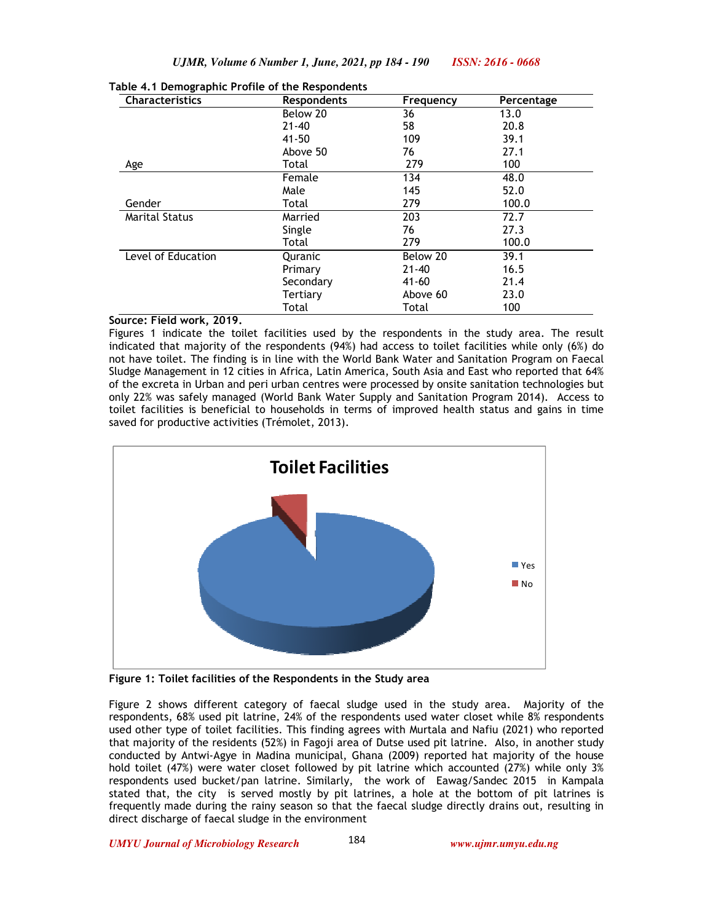**Table 4.1 Demographic Profile of the Respondents**

| Characteristics | Respondents | Frequency | Percentage |
|---|---|---|---|
| | Below 20 | 36 | 13.0 |
| | 21-40 | 58 | 20.8 |
| | 41-50 | 109 | 39.1 |
| | Above 50 | 76 | 27.1 |
| Age | Total | 279 | 100 |
| | Female | 134 | 48.0 |
| | Male | 145 | 52.0 |
| Gender | Total | 279 | 100.0 |
| Marital Status | Married | 203 | 72.7 |
| | Single | 76 | 27.3 |
| | Total | 279 | 100.0 |
| Level of Education | Quranic | Below 20 | 39.1 |
| | Primary | 21-40 | 16.5 |
| | Secondary | 41-60 | 21.4 |
| | Tertiary | Above 60 | 23.0 |
| | Total | Total | 100 |

**Source: Field work, 2019.**

Figures 1 indicate the toilet facilities used by the respondents in the study area. The result indicated that majority of the respondents (94%) had access to toilet facilities while only (6%) do not have toilet. The finding is in line with the World Bank Water and Sanitation Program on Faecal Sludge Management in 12 cities in Africa, Latin America, South Asia and East who reported that 64% of the excreta in Urban and peri urban centres were processed by onsite sanitation technologies but only 22% was safely managed (World Bank Water Supply and Sanitation Program 2014). Access to toilet facilities is beneficial to households in terms of improved health status and gains in time saved for productive activities (Trémolet, 2013).

**Figure 1: Toilet facilities of the Respondents in the Study area**

Figure 2 shows different category of faecal sludge used in the study area. Majority of the respondents, 68% used pit latrine, 24% of the respondents used water closet while 8% respondents used other type of toilet facilities. This finding agrees with Murtala and Nafiu (2021) who reported that majority of the residents (52%) in Fagoji area of Dutse used pit latrine. Also, in another study conducted by Antwi-Agye in Madina municipal, Ghana (2009) reported hat majority of the house hold toilet (47%) were water closet followed by pit latrine which accounted (27%) while only 3% respondents used bucket/pan latrine. Similarly, the work of Eawag/Sandec 2015 in Kampala stated that, the city is served mostly by pit latrines, a hole at the bottom of pit latrines is frequently made during the rainy season so that the faecal sludge directly drains out, resulting in direct discharge of faecal sludge in the environment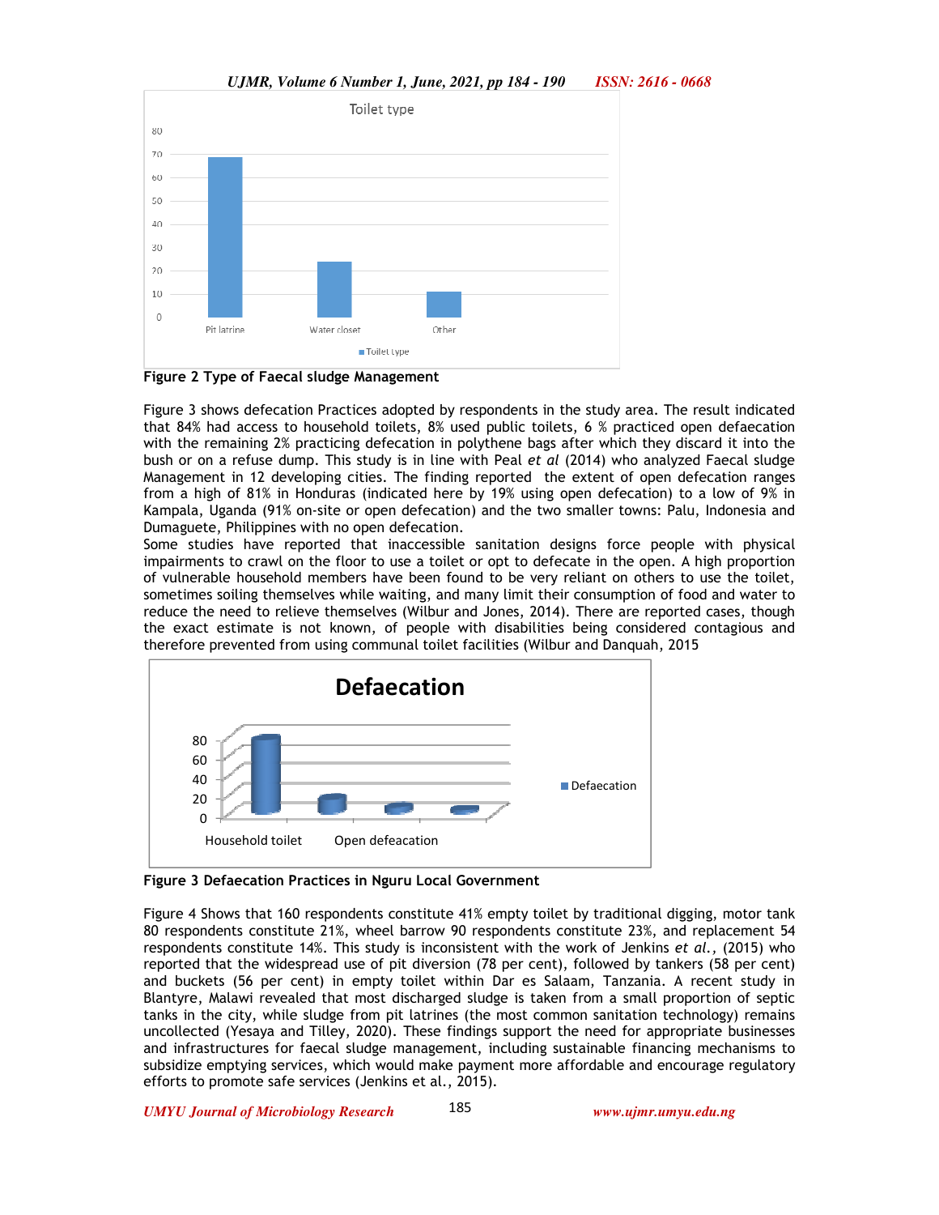Figure 2 Type of Faecal sludge Management

Figure 3 shows defecation Practices adopted by respondents in the study area. The result indicated that 84% had access to household toilets, 8% used public toilets, 6 % practiced open defaecation with the remaining 2% practicing defecation in polythene bags after which they discard it into the bush or on a refuse dump. This study is in line with Peal *et al* (2014) who analyzed Faecal sludge Management in 12 developing cities. The finding reported the extent of open defecation ranges from a high of 81% in Honduras (indicated here by 19% using open defecation) to a low of 9% in Kampala, Uganda (91% on-site or open defecation) and the two smaller towns: Palu, Indonesia and Dumaguete, Philippines with no open defecation.

Some studies have reported that inaccessible sanitation designs force people with physical impairments to crawl on the floor to use a toilet or opt to defecate in the open. A high proportion of vulnerable household members have been found to be very reliant on others to use the toilet, sometimes soiling themselves while waiting, and many limit their consumption of food and water to reduce the need to relieve themselves (Wilbur and Jones, 2014). There are reported cases, though the exact estimate is not known, of people with disabilities being considered contagious and therefore prevented from using communal toilet facilities (Wilbur and Danquah, 2015

Figure 3 Defaecation Practices in Nguru Local Government

Figure 4 Shows that 160 respondents constitute 41% empty toilet by traditional digging, motor tank 80 respondents constitute 21%, wheel barrow 90 respondents constitute 23%, and replacement 54 respondents constitute 14%. This study is inconsistent with the work of Jenkins *et al.,* (2015) who reported that the widespread use of pit diversion (78 per cent), followed by tankers (58 per cent) and buckets (56 per cent) in empty toilet within Dar es Salaam, Tanzania. A recent study in Blantyre, Malawi revealed that most discharged sludge is taken from a small proportion of septic tanks in the city, while sludge from pit latrines (the most common sanitation technology) remains uncollected (Yesaya and Tilley, 2020). These findings support the need for appropriate businesses and infrastructures for faecal sludge management, including sustainable financing mechanisms to subsidize emptying services, which would make payment more affordable and encourage regulatory efforts to promote safe services (Jenkins et al., 2015).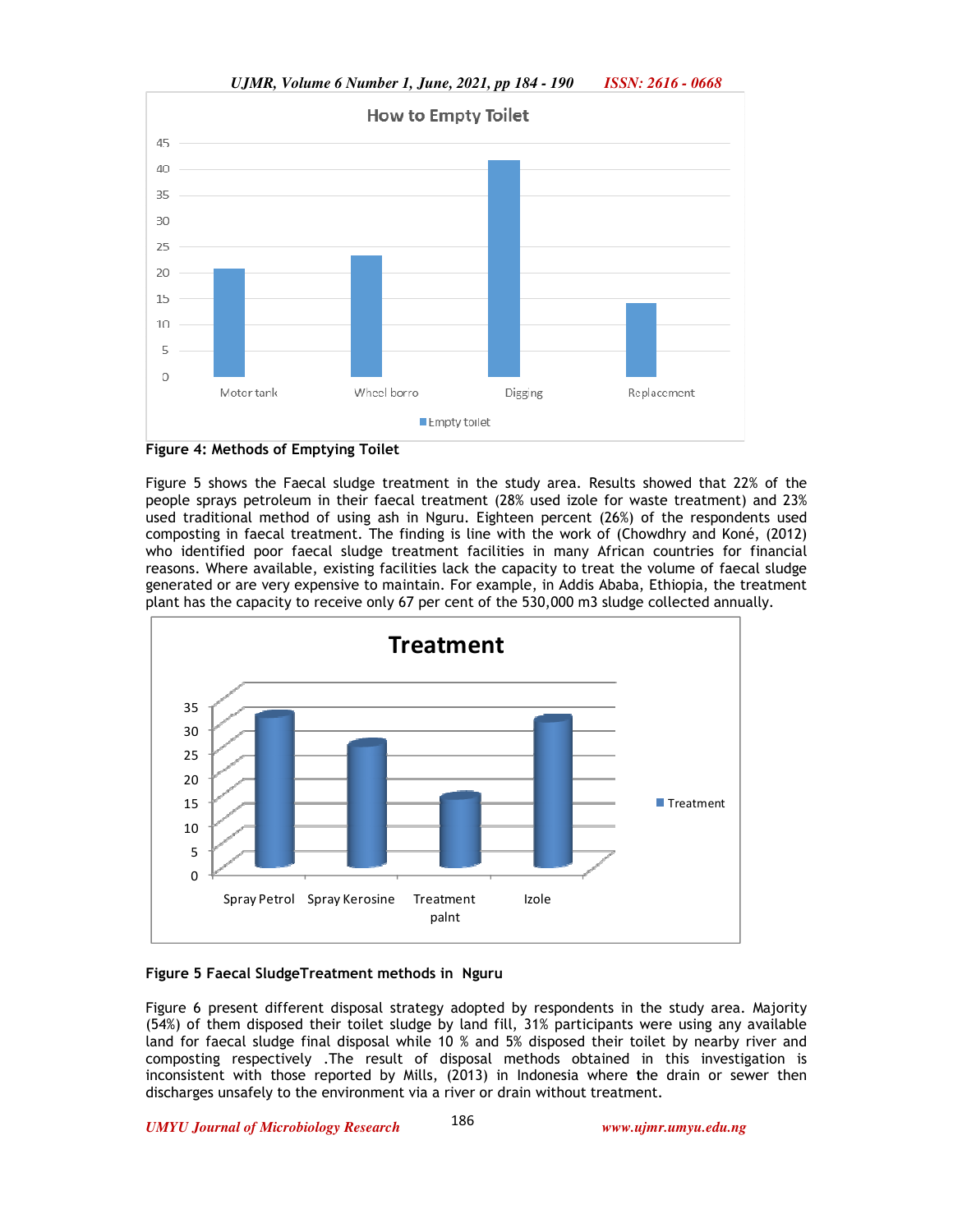**Figure 4: Methods of Emptying Toilet**

Figure 5 shows the Faecal sludge treatment in the study area. Results showed that 22% of the people sprays petroleum in their faecal treatment (28% used izole for waste treatment) and 23% used traditional method of using ash in Nguru. Eighteen percent (26%) of the respondents used composting in faecal treatment. The finding is line with the work of (Chowdhry and Koné, (2012) who identified poor faecal sludge treatment facilities in many African countries for financial reasons. Where available, existing facilities lack the capacity to treat the volume of faecal sludge generated or are very expensive to maintain. For example, in Addis Ababa, Ethiopia, the treatment plant has the capacity to receive only 67 per cent of the 530,000 m3 sludge collected annually.

**Figure 5 Faecal SludgeTreatment methods in Nguru**

Figure 6 present different disposal strategy adopted by respondents in the study area. Majority (54%) of them disposed their toilet sludge by land fill, 31% participants were using any available land for faecal sludge final disposal while 10 % and 5% disposed their toilet by nearby river and composting respectively .The result of disposal methods obtained in this investigation is inconsistent with those reported by Mills, (2013) in Indonesia where the drain or sewer then discharges unsafely to the environment via a river or drain without treatment.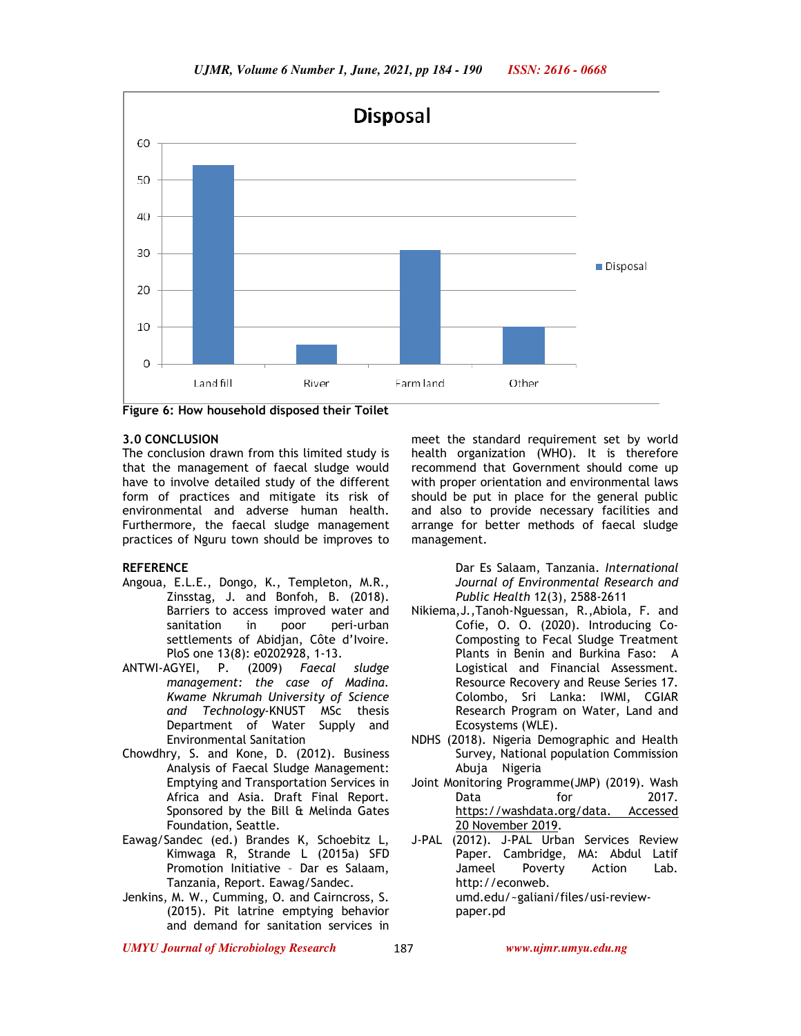Figure 6: How household disposed their Toilet

### 3.0 CONCLUSION

The conclusion drawn from this limited study is that the management of faecal sludge would have to involve detailed study of the different form of practices and mitigate its risk of environmental and adverse human health. Furthermore, the faecal sludge management practices of Nguru town should be improves to meet the standard requirement set by world health organization (WHO). It is therefore recommend that Government should come up with proper orientation and environmental laws should be put in place for the general public and also to provide necessary facilities and arrange for better methods of faecal sludge management.

### REFERENCE

Angoua, E.L.E., Dongo, K., Templeton, M.R., Zinsstag, J. and Bonfoh, B. (2018). Barriers to access improved water and sanitation in poor peri-urban settlements of Abidjan, Côte d'Ivoire. PloS one 13(8): e0202928, 1-13.

ANTWI-AGYEI, P. (2009) *Faecal sludge management: the case of Madina. Kwame Nkrumah University of Science and Technology*-KNUST MSc thesis Department of Water Supply and Environmental Sanitation

Chowdhry, S. and Kone, D. (2012). Business Analysis of Faecal Sludge Management: Emptying and Transportation Services in Africa and Asia. Draft Final Report. Sponsored by the Bill & Melinda Gates Foundation, Seattle.

Eawag/Sandec (ed.) Brandes K, Schoebitz L, Kimwaga R, Strande L (2015a) SFD Promotion Initiative – Dar es Salaam, Tanzania, Report. Eawag/Sandec.

Jenkins, M. W., Cumming, O. and Cairncross, S. (2015). Pit latrine emptying behavior and demand for sanitation services in Dar Es Salaam, Tanzania. *International Journal of Environmental Research and Public Health* 12(3), 2588-2611

Nikiema, J., Tanoh-Nguessan, R., Abiola, F. and Cofie, O. O. (2020). Introducing Co-Composting to Fecal Sludge Treatment Plants in Benin and Burkina Faso: A Logistical and Financial Assessment. Resource Recovery and Reuse Series 17. Colombo, Sri Lanka: IWMI, CGIAR Research Program on Water, Land and Ecosystems (WLE).

NDHS (2018). Nigeria Demographic and Health Survey, National population Commission Abuja Nigeria

Joint Monitoring Programme(JMP) (2019). Wash Data for 2017. https://washdata.org/data. Accessed 20 November 2019.

J-PAL (2012). J-PAL Urban Services Review Paper. Cambridge, MA: Abdul Latif Jameel Poverty Action Lab. http://econweb.umd.edu/~galiani/files/usi-review-paper.pd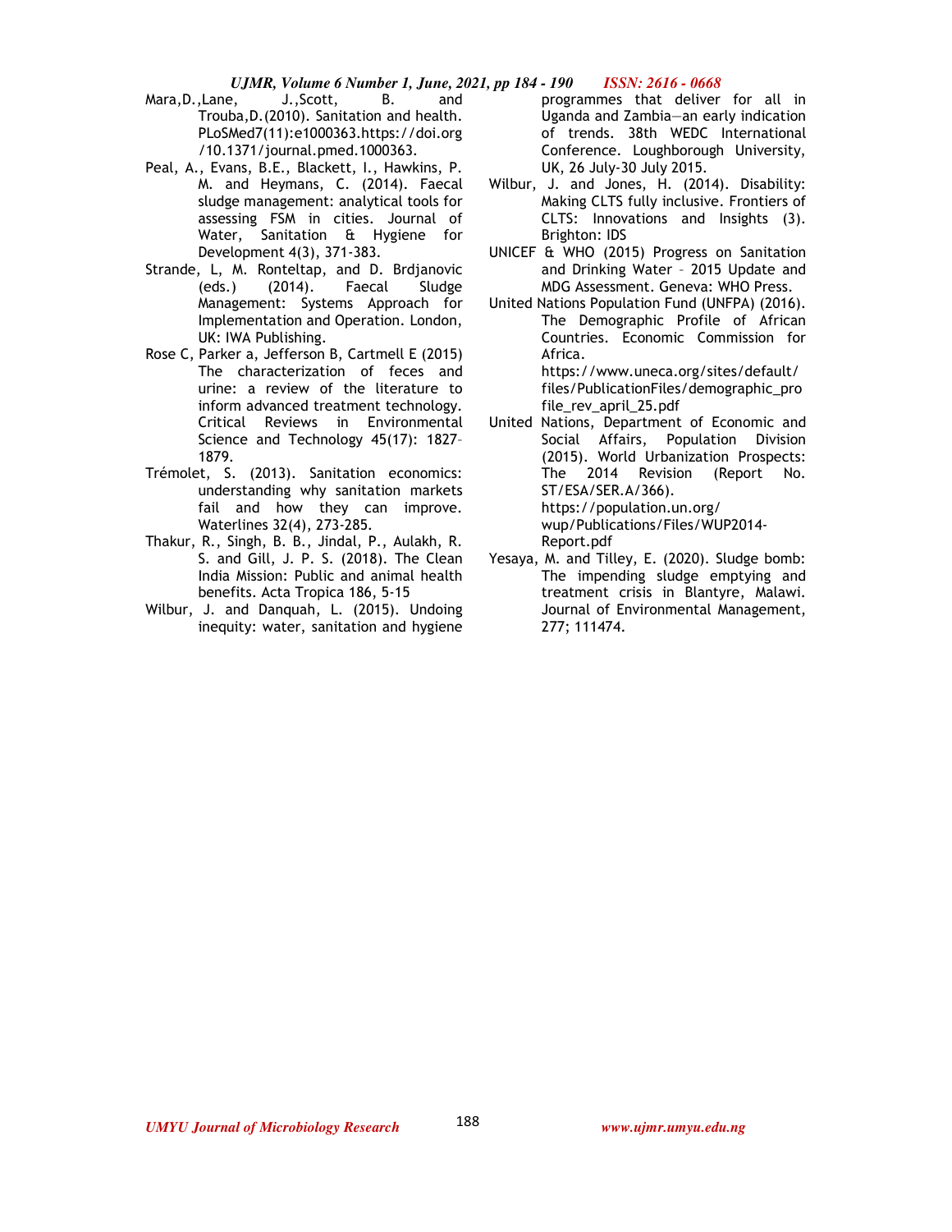Mara,D.,Lane, J.,Scott, B. and Trouba,D.(2010). Sanitation and health. PLoSMed7(11):e1000363.https://doi.org/10.1371/journal.pmed.1000363.

Peal, A., Evans, B.E., Blackett, I., Hawkins, P. M. and Heymans, C. (2014). Faecal sludge management: analytical tools for assessing FSM in cities. Journal of Water, Sanitation & Hygiene for Development 4(3), 371-383.

Strande, L, M. Ronteltap, and D. Brdjanovic (eds.) (2014). Faecal Sludge Management: Systems Approach for Implementation and Operation. London, UK: IWA Publishing.

Rose C, Parker a, Jefferson B, Cartmell E (2015) The characterization of feces and urine: a review of the literature to inform advanced treatment technology. Critical Reviews in Environmental Science and Technology 45(17): 1827-1879.

Trémolet, S. (2013). Sanitation economics: understanding why sanitation markets fail and how they can improve. Waterlines 32(4), 273-285.

Thakur, R., Singh, B. B., Jindal, P., Aulakh, R. S. and Gill, J. P. S. (2018). The Clean India Mission: Public and animal health benefits. Acta Tropica 186, 5-15

Wilbur, J. and Danquah, L. (2015). Undoing inequity: water, sanitation and hygiene programmes that deliver for all in Uganda and Zambia—an early indication of trends. 38th WEDC International Conference. Loughborough University, UK, 26 July-30 July 2015.

Wilbur, J. and Jones, H. (2014). Disability: Making CLTS fully inclusive. Frontiers of CLTS: Innovations and Insights (3). Brighton: IDS

UNICEF & WHO (2015) Progress on Sanitation and Drinking Water – 2015 Update and MDG Assessment. Geneva: WHO Press.

United Nations Population Fund (UNFPA) (2016). The Demographic Profile of African Countries. Economic Commission for Africa. https://www.uneca.org/sites/default/files/PublicationFiles/demographic_profile_rev_april_25.pdf

United Nations, Department of Economic and Social Affairs, Population Division (2015). World Urbanization Prospects: The 2014 Revision (Report No. ST/ESA/SER.A/366). https://population.un.org/wup/Publications/Files/WUP2014-Report.pdf

Yesaya, M. and Tilley, E. (2020). Sludge bomb: The impending sludge emptying and treatment crisis in Blantyre, Malawi. Journal of Environmental Management, 277; 111474.